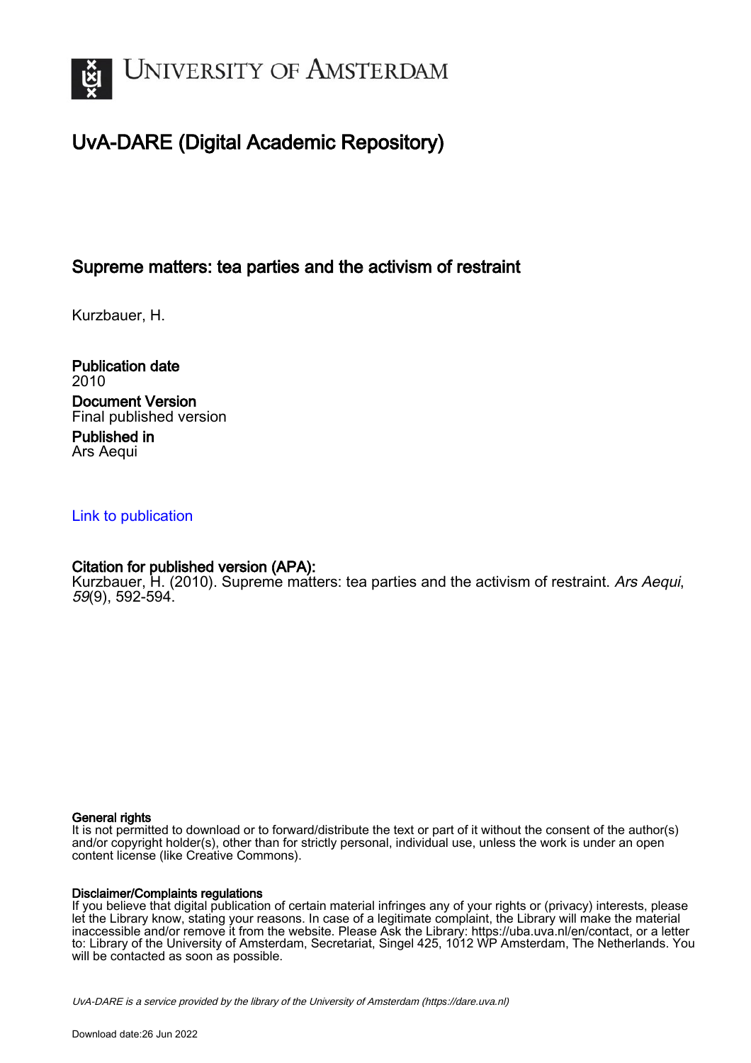# UNIVERSITY OF AMSTERDAM

## UvA-DARE (Digital Academic Repository)

### Supreme matters: tea parties and the activism of restraint

Kurzbauer, H.

**Publication date**
2010

**Document Version**
Final published version

**Published in**
Ars Aequi

Link to publication

**Citation for published version (APA):**
Kurzbauer, H. (2010). Supreme matters: tea parties and the activism of restraint. *Ars Aequi*, *59*(9), 592-594.

**General rights**
It is not permitted to download or to forward/distribute the text or part of it without the consent of the author(s) and/or copyright holder(s), other than for strictly personal, individual use, unless the work is under an open content license (like Creative Commons).

**Disclaimer/Complaints regulations**
If you believe that digital publication of certain material infringes any of your rights or (privacy) interests, please let the Library know, stating your reasons. In case of a legitimate complaint, the Library will make the material inaccessible and/or remove it from the website. Please Ask the Library: https://uba.uva.nl/en/contact, or a letter to: Library of the University of Amsterdam, Secretariat, Singel 425, 1012 WP Amsterdam, The Netherlands. You will be contacted as soon as possible.

*UvA-DARE is a service provided by the library of the University of Amsterdam (https://dare.uva.nl)*

Download date:26 Jun 2022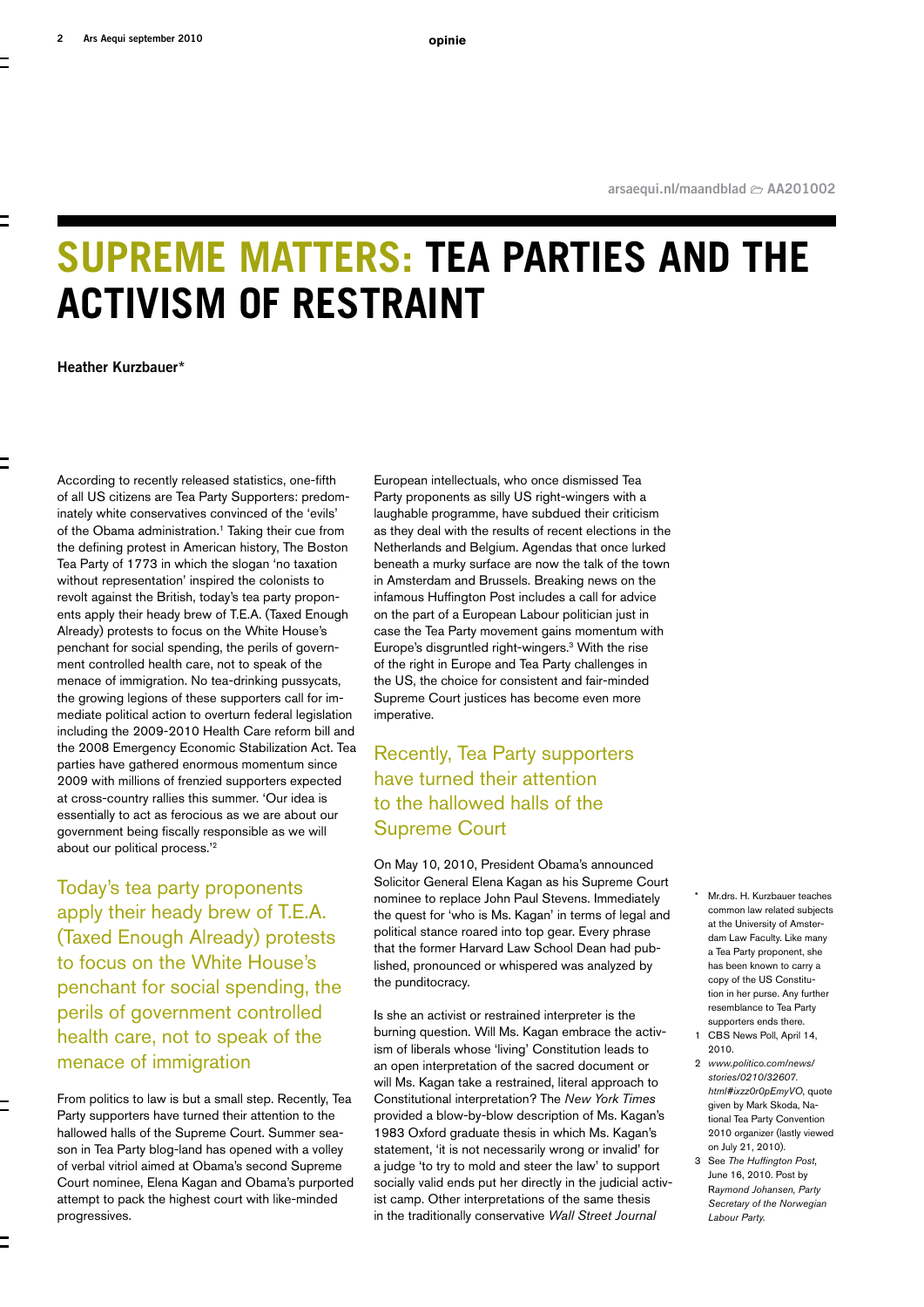arsaequi.nl/maandblad AA201002

# Supreme matters: Tea Parties and the Activism of Restraint

**Heather Kurzbauer***

According to recently released statistics, one-fifth of all US citizens are Tea Party Supporters: predominately white conservatives convinced of the 'evils' of the Obama administration.[1] Taking their cue from the defining protest in American history, The Boston Tea Party of 1773 in which the slogan 'no taxation without representation' inspired the colonists to revolt against the British, today's tea party proponents apply their heady brew of T.E.A. (Taxed Enough Already) protests to focus on the White House's penchant for social spending, the perils of government controlled health care, not to speak of the menace of immigration. No tea-drinking pussycats, the growing legions of these supporters call for immediate political action to overturn federal legislation including the 2009-2010 Health Care reform bill and the 2008 Emergency Economic Stabilization Act. Tea parties have gathered enormous momentum since 2009 with millions of frenzied supporters expected at cross-country rallies this summer. 'Our idea is essentially to act as ferocious as we are about our government being fiscally responsible as we will about our political process.'[2]

> Today's tea party proponents apply their heady brew of T.E.A. (Taxed Enough Already) protests to focus on the White House's penchant for social spending, the perils of government controlled health care, not to speak of the menace of immigration

From politics to law is but a small step. Recently, Tea Party supporters have turned their attention to the hallowed halls of the Supreme Court. Summer season in Tea Party blog-land has opened with a volley of verbal vitriol aimed at Obama's second Supreme Court nominee, Elena Kagan and Obama's purported attempt to pack the highest court with like-minded progressives.

European intellectuals, who once dismissed Tea Party proponents as silly US right-wingers with a laughable programme, have subdued their criticism as they deal with the results of recent elections in the Netherlands and Belgium. Agendas that once lurked beneath a murky surface are now the talk of the town in Amsterdam and Brussels. Breaking news on the infamous Huffington Post includes a call for advice on the part of a European Labour politician just in case the Tea Party movement gains momentum with Europe's disgruntled right-wingers.[3] With the rise of the right in Europe and Tea Party challenges in the US, the choice for consistent and fair-minded Supreme Court justices has become even more imperative.

> Recently, Tea Party supporters have turned their attention to the hallowed halls of the Supreme Court

On May 10, 2010, President Obama's announced Solicitor General Elena Kagan as his Supreme Court nominee to replace John Paul Stevens. Immediately the quest for 'who is Ms. Kagan' in terms of legal and political stance roared into top gear. Every phrase that the former Harvard Law School Dean had published, pronounced or whispered was analyzed by the punditocracy.

Is she an activist or restrained interpreter is the burning question. Will Ms. Kagan embrace the activism of liberals whose 'living' Constitution leads to an open interpretation of the sacred document or will Ms. Kagan take a restrained, literal approach to Constitutional interpretation? The *New York Times* provided a blow-by-blow description of Ms. Kagan's 1983 Oxford graduate thesis in which Ms. Kagan's statement, 'it is not necessarily wrong or invalid' for a judge 'to try to mold and steer the law' to support socially valid ends put her directly in the judicial activist camp. Other interpretations of the same thesis in the traditionally conservative *Wall Street Journal*

\* Mr.drs. H. Kurzbauer teaches common law related subjects at the University of Amsterdam Law Faculty. Like many a Tea Party proponent, she has been known to carry a copy of the US Constitution in her purse. Any further resemblance to Tea Party supporters ends there.

1 CBS News Poll, April 14, 2010.

2 *www.politico.com/news/stories/0210/32607.html#ixzz0r0pEmyVO*, quote given by Mark Skoda, National Tea Party Convention 2010 organizer (lastly viewed on July 21, 2010).

3 See *The Huffington Post*, June 16, 2010. Post by Raymond Johansen, *Party Secretary of the Norwegian Labour Party.*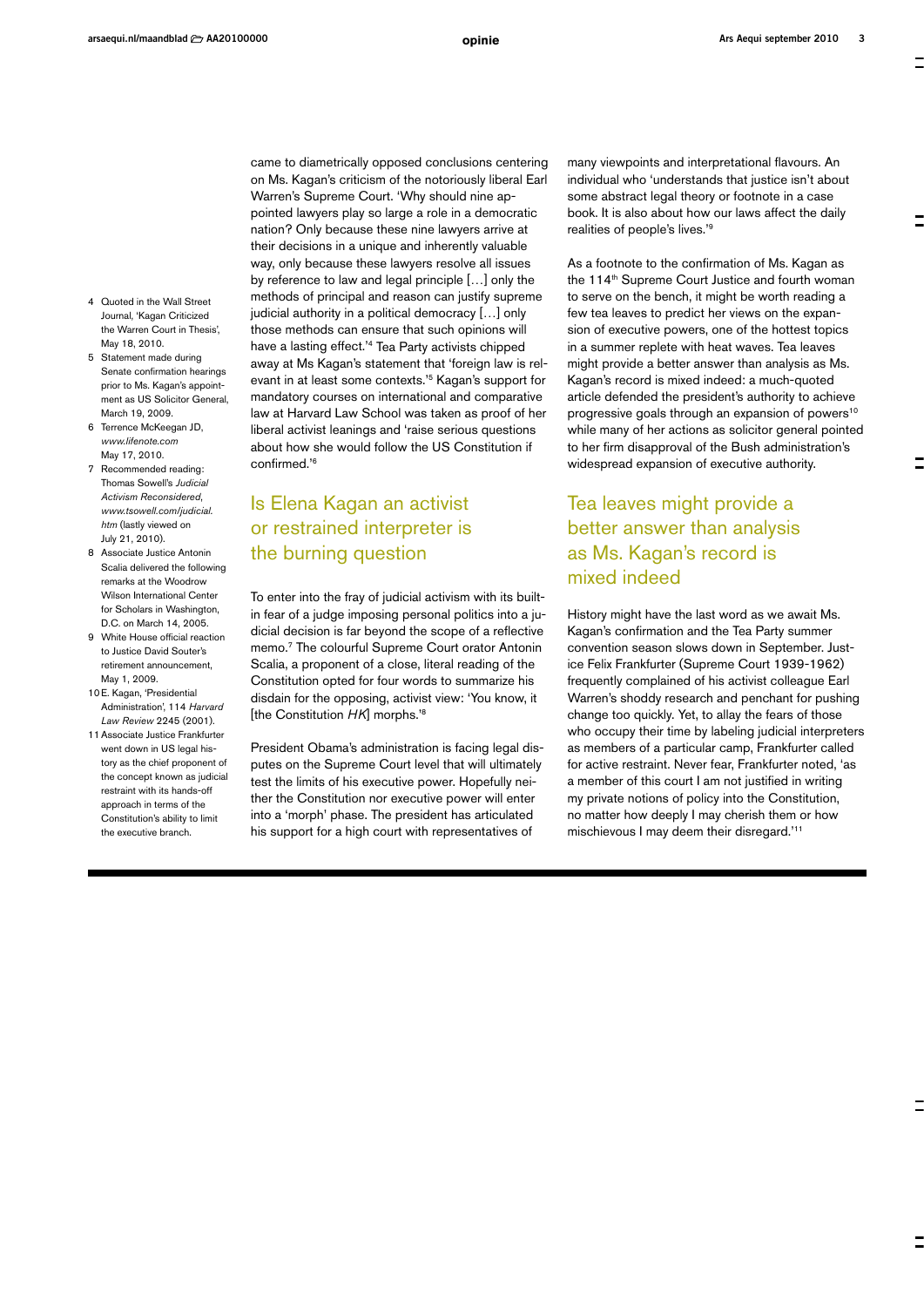came to diametrically opposed conclusions centering on Ms. Kagan's criticism of the notoriously liberal Earl Warren's Supreme Court. 'Why should nine appointed lawyers play so large a role in a democratic nation? Only because these nine lawyers arrive at their decisions in a unique and inherently valuable way, only because these lawyers resolve all issues by reference to law and legal principle […] only the methods of principal and reason can justify supreme judicial authority in a political democracy […] only those methods can ensure that such opinions will have a lasting effect.'[4] Tea Party activists chipped away at Ms Kagan's statement that 'foreign law is relevant in at least some contexts.'[5] Kagan's support for mandatory courses on international and comparative law at Harvard Law School was taken as proof of her liberal activist leanings and 'raise serious questions about how she would follow the US Constitution if confirmed.'[6]

## Is Elena Kagan an activist or restrained interpreter is the burning question

To enter into the fray of judicial activism with its built-in fear of a judge imposing personal politics into a judicial decision is far beyond the scope of a reflective memo.[7] The colourful Supreme Court orator Antonin Scalia, a proponent of a close, literal reading of the Constitution opted for four words to summarize his disdain for the opposing, activist view: 'You know, it [the Constitution *HK*] morphs.'[8]

President Obama's administration is facing legal disputes on the Supreme Court level that will ultimately test the limits of his executive power. Hopefully neither the Constitution nor executive power will enter into a 'morph' phase. The president has articulated his support for a high court with representatives of many viewpoints and interpretational flavours. An individual who 'understands that justice isn't about some abstract legal theory or footnote in a case book. It is also about how our laws affect the daily realities of people's lives.'[9]

As a footnote to the confirmation of Ms. Kagan as the 114th Supreme Court Justice and fourth woman to serve on the bench, it might be worth reading a few tea leaves to predict her views on the expansion of executive powers, one of the hottest topics in a summer replete with heat waves. Tea leaves might provide a better answer than analysis as Ms. Kagan's record is mixed indeed: a much-quoted article defended the president's authority to achieve progressive goals through an expansion of powers[10] while many of her actions as solicitor general pointed to her firm disapproval of the Bush administration's widespread expansion of executive authority.

## Tea leaves might provide a better answer than analysis as Ms. Kagan's record is mixed indeed

History might have the last word as we await Ms. Kagan's confirmation and the Tea Party summer convention season slows down in September. Justice Felix Frankfurter (Supreme Court 1939-1962) frequently complained of his activist colleague Earl Warren's shoddy research and penchant for pushing change too quickly. Yet, to allay the fears of those who occupy their time by labeling judicial interpreters as members of a particular camp, Frankfurter called for active restraint. Never fear, Frankfurter noted, 'as a member of this court I am not justified in writing my private notions of policy into the Constitution, no matter how deeply I may cherish them or how mischievous I may deem their disregard.'[11]

---

4. Quoted in the Wall Street Journal, 'Kagan Criticized the Warren Court in Thesis', May 18, 2010.
5. Statement made during Senate confirmation hearings prior to Ms. Kagan's appointment as US Solicitor General, March 19, 2009.
6. Terrence McKeegan JD, *www.lifenote.com* May 17, 2010.
7. Recommended reading: Thomas Sowell's *Judicial Activism Reconsidered*, *www.tsowell.com/judicial.htm* (lastly viewed on July 21, 2010).
8. Associate Justice Antonin Scalia delivered the following remarks at the Woodrow Wilson International Center for Scholars in Washington, D.C. on March 14, 2005.
9. White House official reaction to Justice David Souter's retirement announcement, May 1, 2009.
10. E. Kagan, 'Presidential Administration', 114 *Harvard Law Review* 2245 (2001).
11. Associate Justice Frankfurter went down in US legal history as the chief proponent of the concept known as judicial restraint with its hands-off approach in terms of the Constitution's ability to limit the executive branch.